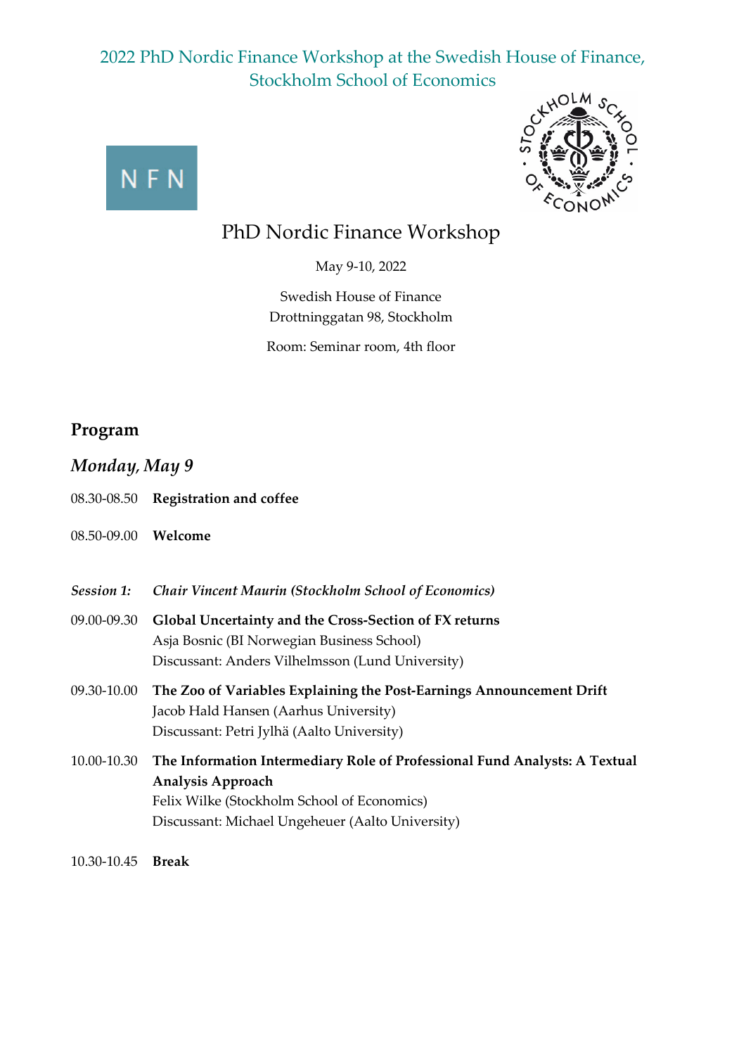2022 PhD Nordic Finance Workshop at the Swedish House of Finance, Stockholm School of Economics

# PhD Nordic Finance Workshop

May 9-10, 2022

Swedish House of Finance
Drottninggatan 98, Stockholm

Room: Seminar room, 4th floor

## Program

### *Monday, May 9*

08.30-08.50 **Registration and coffee**

08.50-09.00 **Welcome**

***Session 1: Chair Vincent Maurin (Stockholm School of Economics)***

09.00-09.30 **Global Uncertainty and the Cross-Section of FX returns**
Asja Bosnic (BI Norwegian Business School)
Discussant: Anders Vilhelmsson (Lund University)

09.30-10.00 **The Zoo of Variables Explaining the Post-Earnings Announcement Drift**
Jacob Hald Hansen (Aarhus University)
Discussant: Petri Jylhä (Aalto University)

10.00-10.30 **The Information Intermediary Role of Professional Fund Analysts: A Textual Analysis Approach**
Felix Wilke (Stockholm School of Economics)
Discussant: Michael Ungeheuer (Aalto University)

10.30-10.45 **Break**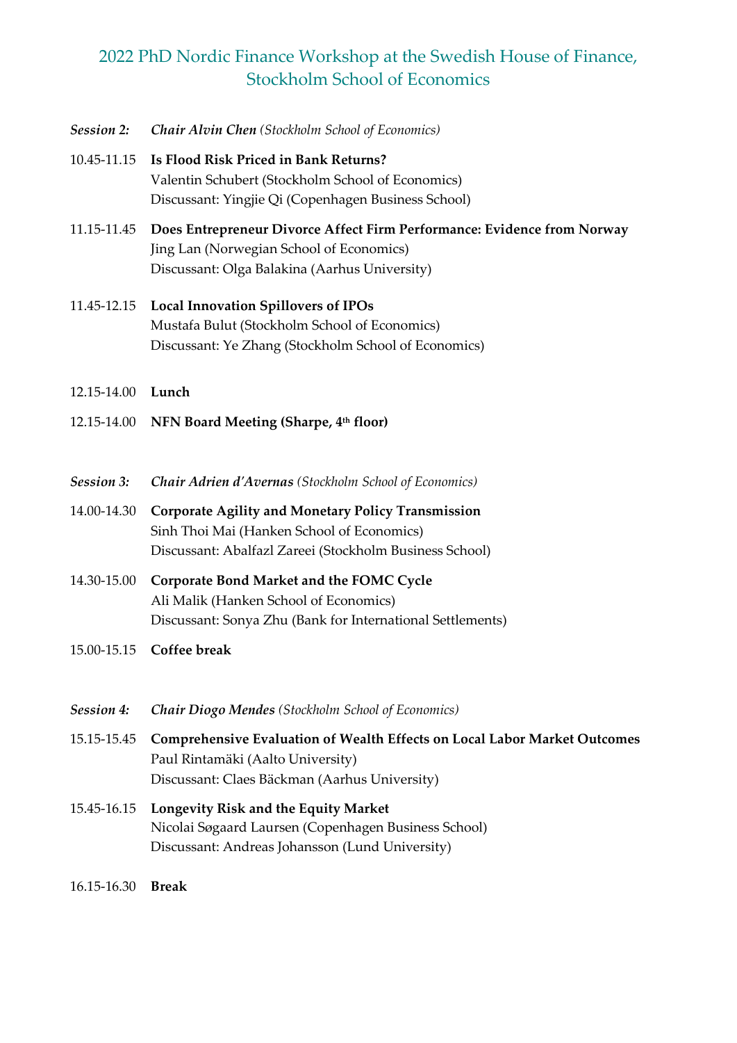# 2022 PhD Nordic Finance Workshop at the Swedish House of Finance, Stockholm School of Economics

***Session 2:*** ***Chair Alvin Chen*** *(Stockholm School of Economics)*

10.45-11.15 **Is Flood Risk Priced in Bank Returns?**
Valentin Schubert (Stockholm School of Economics)
Discussant: Yingjie Qi (Copenhagen Business School)

11.15-11.45 **Does Entrepreneur Divorce Affect Firm Performance: Evidence from Norway**
Jing Lan (Norwegian School of Economics)
Discussant: Olga Balakina (Aarhus University)

11.45-12.15 **Local Innovation Spillovers of IPOs**
Mustafa Bulut (Stockholm School of Economics)
Discussant: Ye Zhang (Stockholm School of Economics)

12.15-14.00 **Lunch**

12.15-14.00 **NFN Board Meeting (Sharpe, 4th floor)**

***Session 3:*** ***Chair Adrien d'Avernas*** *(Stockholm School of Economics)*

14.00-14.30 **Corporate Agility and Monetary Policy Transmission**
Sinh Thoi Mai (Hanken School of Economics)
Discussant: Abalfazl Zareei (Stockholm Business School)

14.30-15.00 **Corporate Bond Market and the FOMC Cycle**
Ali Malik (Hanken School of Economics)
Discussant: Sonya Zhu (Bank for International Settlements)

15.00-15.15 **Coffee break**

***Session 4:*** ***Chair Diogo Mendes*** *(Stockholm School of Economics)*

15.15-15.45 **Comprehensive Evaluation of Wealth Effects on Local Labor Market Outcomes**
Paul Rintamäki (Aalto University)
Discussant: Claes Bäckman (Aarhus University)

15.45-16.15 **Longevity Risk and the Equity Market**
Nicolai Søgaard Laursen (Copenhagen Business School)
Discussant: Andreas Johansson (Lund University)

16.15-16.30 **Break**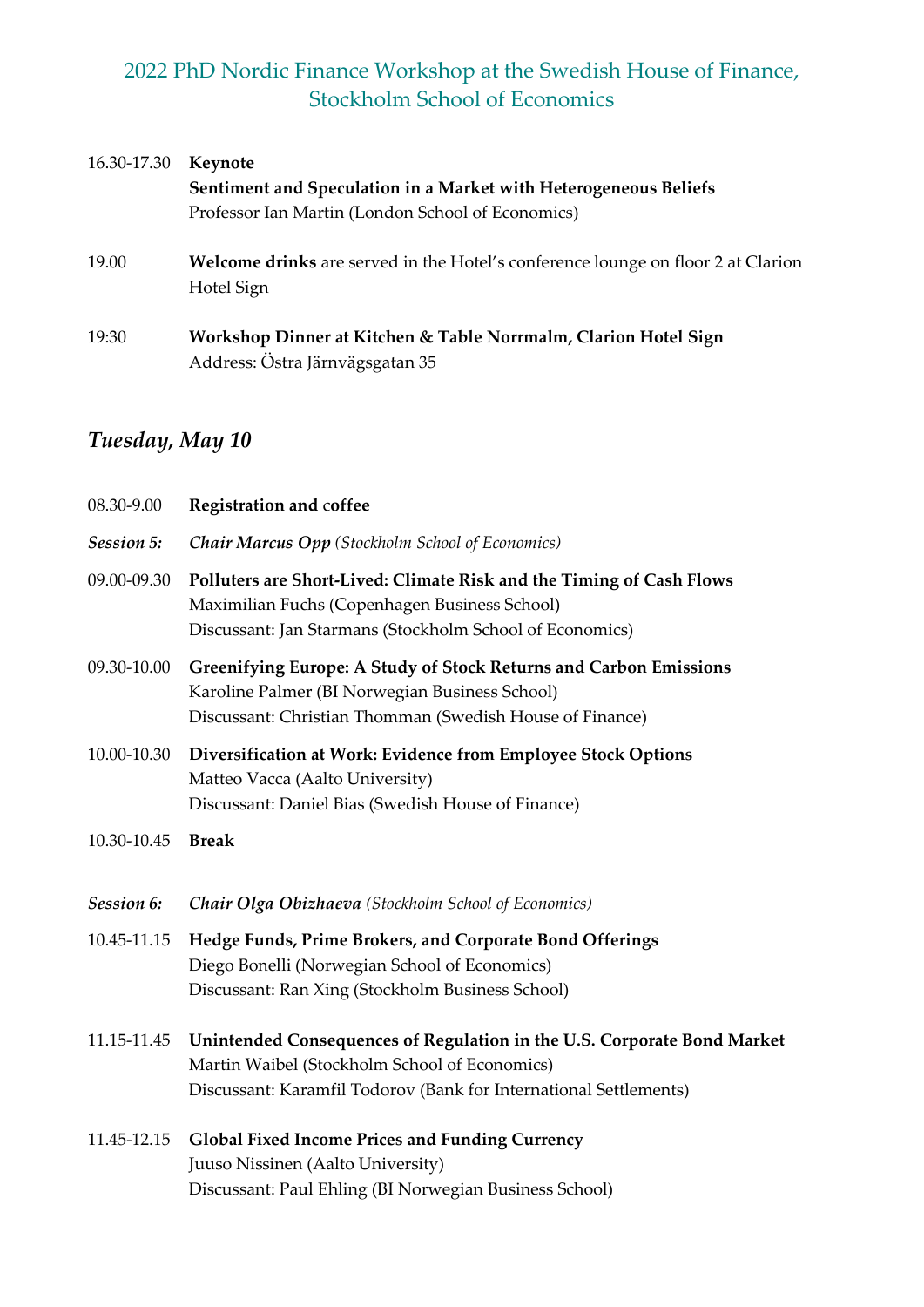## 2022 PhD Nordic Finance Workshop at the Swedish House of Finance, Stockholm School of Economics

16.30-17.30 **Keynote**
**Sentiment and Speculation in a Market with Heterogeneous Beliefs**
Professor Ian Martin (London School of Economics)

19.00 **Welcome drinks** are served in the Hotel's conference lounge on floor 2 at Clarion Hotel Sign

19:30 **Workshop Dinner at Kitchen & Table Norrmalm, Clarion Hotel Sign**
Address: Östra Järnvägsgatan 35

### *Tuesday, May 10*

08.30-9.00 **Registration and coffee**

***Session 5:*** ***Chair Marcus Opp*** *(Stockholm School of Economics)*

09.00-09.30 **Polluters are Short-Lived: Climate Risk and the Timing of Cash Flows**
Maximilian Fuchs (Copenhagen Business School)
Discussant: Jan Starmans (Stockholm School of Economics)

09.30-10.00 **Greenifying Europe: A Study of Stock Returns and Carbon Emissions**
Karoline Palmer (BI Norwegian Business School)
Discussant: Christian Thomman (Swedish House of Finance)

10.00-10.30 **Diversification at Work: Evidence from Employee Stock Options**
Matteo Vacca (Aalto University)
Discussant: Daniel Bias (Swedish House of Finance)

10.30-10.45 **Break**

***Session 6:*** ***Chair Olga Obizhaeva*** *(Stockholm School of Economics)*

10.45-11.15 **Hedge Funds, Prime Brokers, and Corporate Bond Offerings**
Diego Bonelli (Norwegian School of Economics)
Discussant: Ran Xing (Stockholm Business School)

11.15-11.45 **Unintended Consequences of Regulation in the U.S. Corporate Bond Market**
Martin Waibel (Stockholm School of Economics)
Discussant: Karamfil Todorov (Bank for International Settlements)

11.45-12.15 **Global Fixed Income Prices and Funding Currency**
Juuso Nissinen (Aalto University)
Discussant: Paul Ehling (BI Norwegian Business School)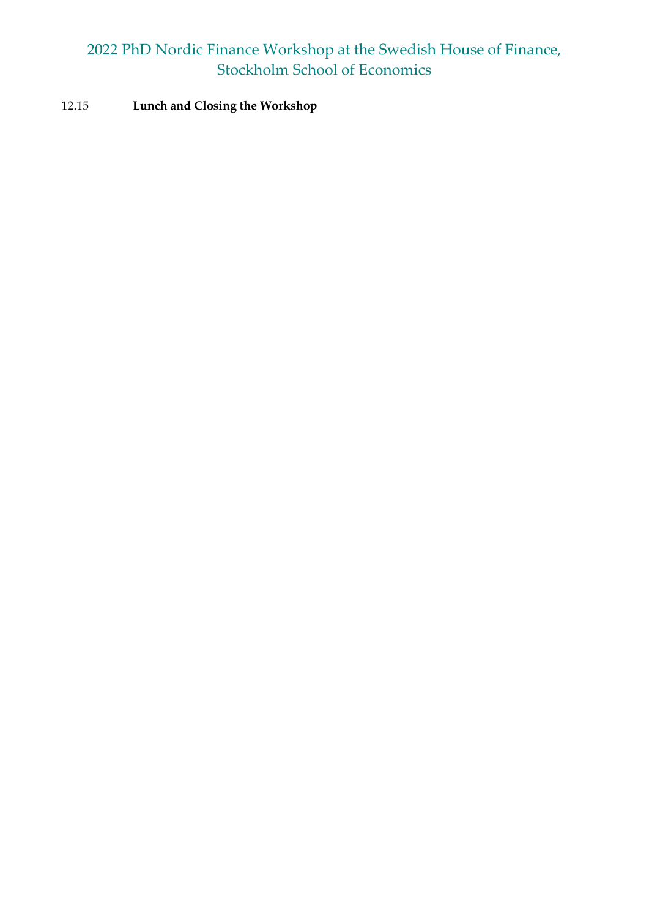12.15 **Lunch and Closing the Workshop**